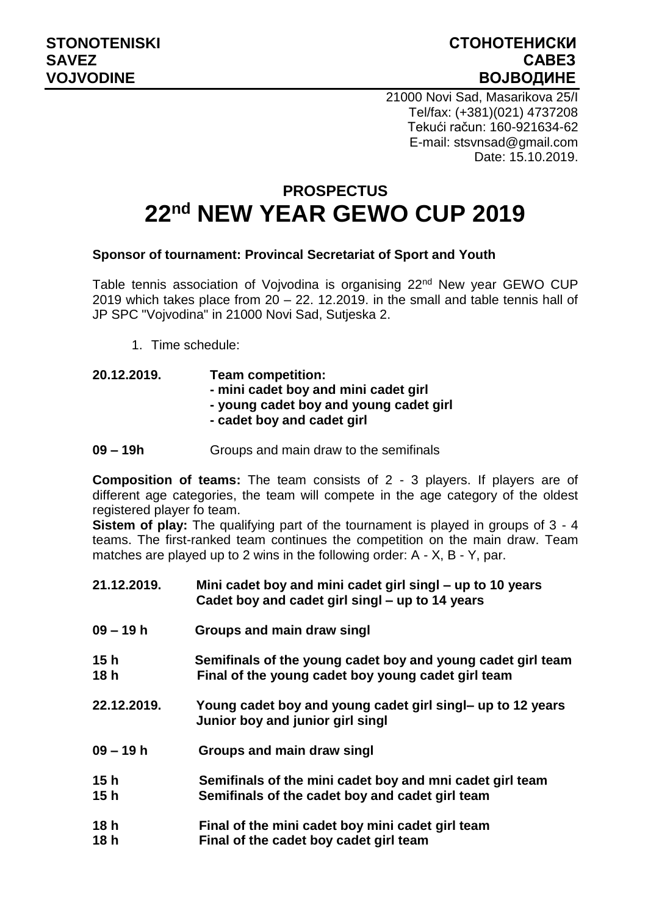**STONOTENISKI SAVEZ VOJVODINE**

**СТОНОТЕНИСКИ САВЕЗ ВОЈВОДИНЕ**

21000 Novi Sad, Masarikova 25/I
Tel/fax: (+381)(021) 4737208
Tekući račun: 160-921634-62
E-mail: stsvnsad@gmail.com
Date: 15.10.2019.

# PROSPECTUS

# 22nd NEW YEAR GEWO CUP 2019

**Sponsor of tournament: Provincal Secretariat of Sport and Youth**

Table tennis association of Vojvodina is organising 22nd New year GEWO CUP 2019 which takes place from 20 – 22. 12.2019. in the small and table tennis hall of JP SPC "Vojvodina" in 21000 Novi Sad, Sutjeska 2.

1. Time schedule:

**20.12.2019.** **Team competition:**
**- mini cadet boy and mini cadet girl**
**- young cadet boy and young cadet girl**
**- cadet boy and cadet girl**

**09 – 19h** Groups and main draw to the semifinals

**Composition of teams:** The team consists of 2 - 3 players. If players are of different age categories, the team will compete in the age category of the oldest registered player fo team.
**Sistem of play:** The qualifying part of the tournament is played in groups of 3 - 4 teams. The first-ranked team continues the competition on the main draw. Team matches are played up to 2 wins in the following order: A - X, B - Y, par.

**21.12.2019.** **Mini cadet boy and mini cadet girl singl – up to 10 years**
**Cadet boy and cadet girl singl – up to 14 years**

**09 – 19 h** **Groups and main draw singl**

**15 h** **Semifinals of the young cadet boy and young cadet girl team**
**18 h** **Final of the young cadet boy young cadet girl team**

**22.12.2019.** **Young cadet boy and young cadet girl singl– up to 12 years**
**Junior boy and junior girl singl**

**09 – 19 h** **Groups and main draw singl**

**15 h** **Semifinals of the mini cadet boy and mni cadet girl team**
**15 h** **Semifinals of the cadet boy and cadet girl team**

**18 h** **Final of the mini cadet boy mini cadet girl team**
**18 h** **Final of the cadet boy cadet girl team**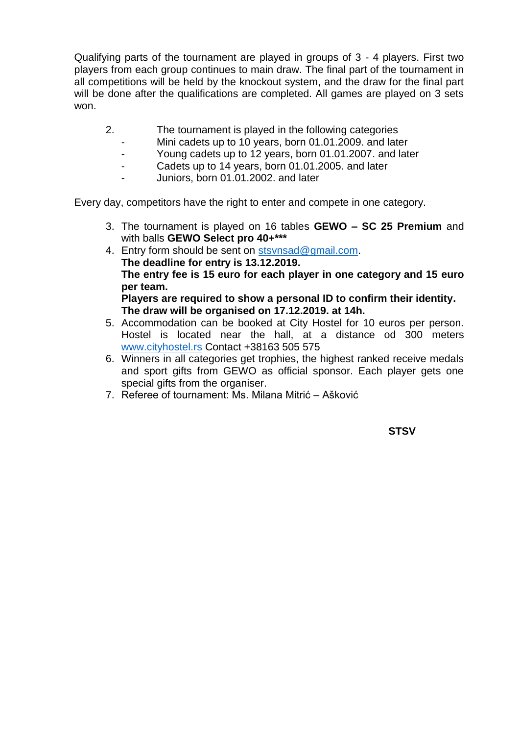Qualifying parts of the tournament are played in groups of 3 - 4 players. First two players from each group continues to main draw. The final part of the tournament in all competitions will be held by the knockout system, and the draw for the final part will be done after the qualifications are completed. All games are played on 3 sets won.

2. The tournament is played in the following categories
   - Mini cadets up to 10 years, born 01.01.2009. and later
   - Young cadets up to 12 years, born 01.01.2007. and later
   - Cadets up to 14 years, born 01.01.2005. and later
   - Juniors, born 01.01.2002. and later

Every day, competitors have the right to enter and compete in one category.

3. The tournament is played on 16 tables **GEWO – SC 25 Premium** and with balls **GEWO Select pro 40+*****
4. Entry form should be sent on stsvnsad@gmail.com.
   **The deadline for entry is 13.12.2019.**
   **The entry fee is 15 euro for each player in one category and 15 euro per team.**
   **Players are required to show a personal ID to confirm their identity.**
   **The draw will be organised on 17.12.2019. at 14h.**
5. Accommodation can be booked at City Hostel for 10 euros per person. Hostel is located near the hall, at a distance od 300 meters www.cityhostel.rs Contact +38163 505 575
6. Winners in all categories get trophies, the highest ranked receive medals and sport gifts from GEWO as official sponsor. Each player gets one special gifts from the organiser.
7. Referee of tournament: Ms. Milana Mitrić – Ašković

**STSV**